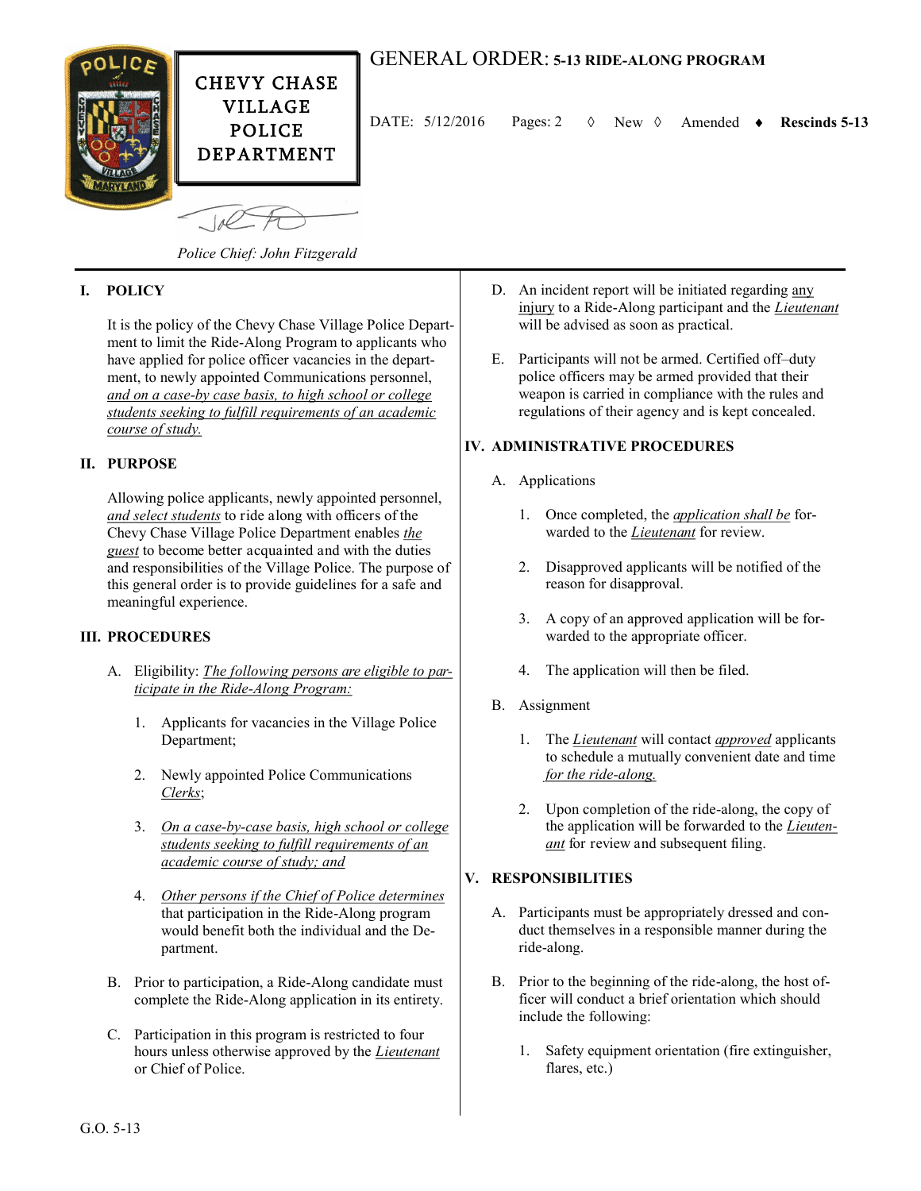CHEVY CHASE VILLAGE POLICE DEPARTMENT

Police Chief: John Fitzgerald

# GENERAL ORDER: 5-13 RIDE-ALONG PROGRAM

DATE: 5/12/2016 Pages: 2 ◊ New ◊ Amended ♦ **Rescinds 5-13**

## I. POLICY

It is the policy of the Chevy Chase Village Police Department to limit the Ride-Along Program to applicants who have applied for police officer vacancies in the department, to newly appointed Communications personnel, *and on a case-by case basis, to high school or college students seeking to fulfill requirements of an academic course of study.*

## II. PURPOSE

Allowing police applicants, newly appointed personnel, *and select students* to ride along with officers of the Chevy Chase Village Police Department enables *the guest* to become better acquainted and with the duties and responsibilities of the Village Police. The purpose of this general order is to provide guidelines for a safe and meaningful experience.

## III. PROCEDURES

A. Eligibility: *The following persons are eligible to participate in the Ride-Along Program:*

1. Applicants for vacancies in the Village Police Department;

2. Newly appointed Police Communications *Clerks*;

3. *On a case-by-case basis, high school or college students seeking to fulfill requirements of an academic course of study; and*

4. *Other persons if the Chief of Police determines* that participation in the Ride-Along program would benefit both the individual and the Department.

B. Prior to participation, a Ride-Along candidate must complete the Ride-Along application in its entirety.

C. Participation in this program is restricted to four hours unless otherwise approved by the *Lieutenant* or Chief of Police.

D. An incident report will be initiated regarding any injury to a Ride-Along participant and the *Lieutenant* will be advised as soon as practical.

E. Participants will not be armed. Certified off–duty police officers may be armed provided that their weapon is carried in compliance with the rules and regulations of their agency and is kept concealed.

## IV. ADMINISTRATIVE PROCEDURES

A. Applications

1. Once completed, the *application shall be* forwarded to the *Lieutenant* for review.

2. Disapproved applicants will be notified of the reason for disapproval.

3. A copy of an approved application will be forwarded to the appropriate officer.

4. The application will then be filed.

B. Assignment

1. The *Lieutenant* will contact *approved* applicants to schedule a mutually convenient date and time *for the ride-along.*

2. Upon completion of the ride-along, the copy of the application will be forwarded to the *Lieutenant* for review and subsequent filing.

## V. RESPONSIBILITIES

A. Participants must be appropriately dressed and conduct themselves in a responsible manner during the ride-along.

B. Prior to the beginning of the ride-along, the host officer will conduct a brief orientation which should include the following:

1. Safety equipment orientation (fire extinguisher, flares, etc.)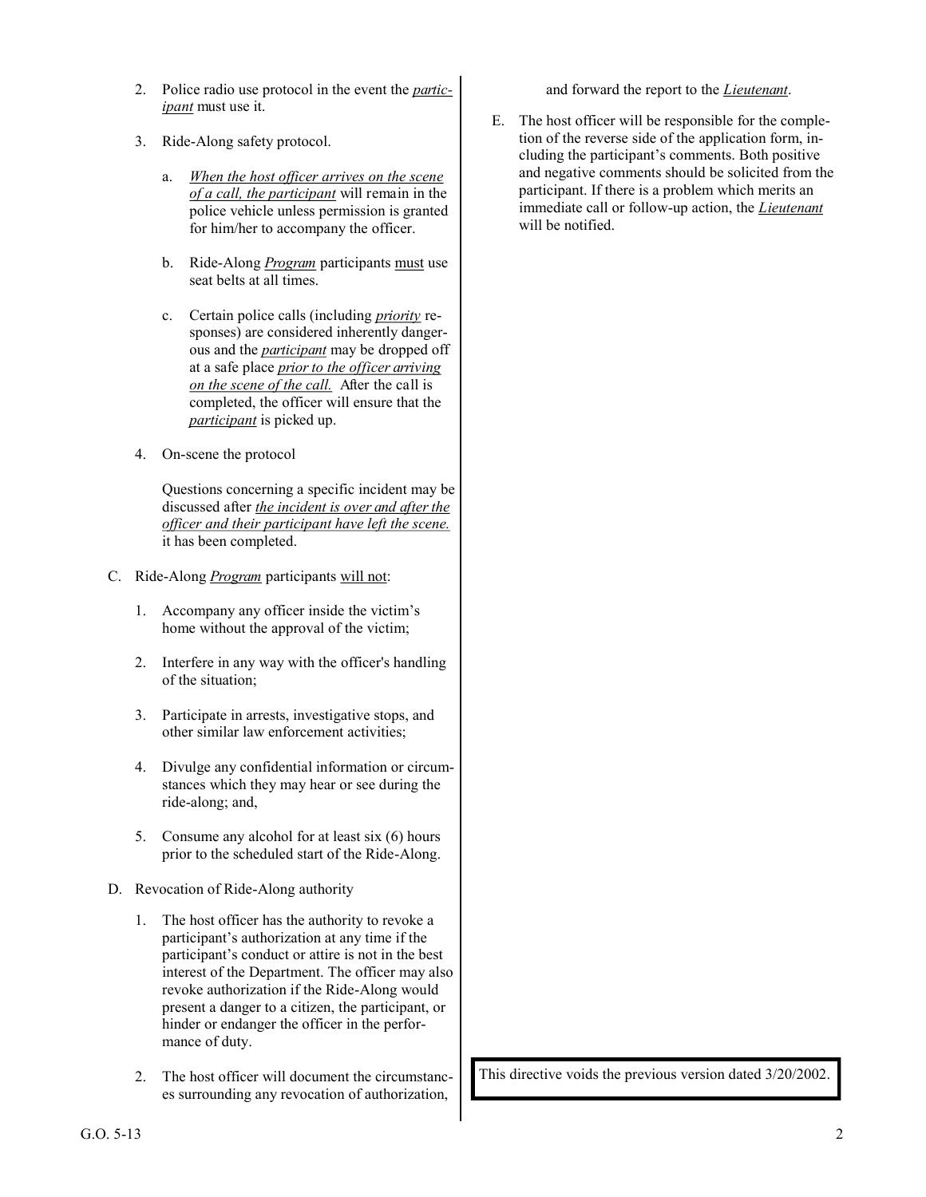2. Police radio use protocol in the event the *participant* must use it.

3. Ride-Along safety protocol.

   a. *When the host officer arrives on the scene of a call, the participant* will remain in the police vehicle unless permission is granted for him/her to accompany the officer.

   b. Ride-Along *Program* participants must use seat belts at all times.

   c. Certain police calls (including *priority* responses) are considered inherently dangerous and the *participant* may be dropped off at a safe place *prior to the officer arriving on the scene of the call.* After the call is completed, the officer will ensure that the *participant* is picked up.

4. On-scene the protocol

   Questions concerning a specific incident may be discussed after *the incident is over and after the officer and their participant have left the scene.* it has been completed.

C. Ride-Along *Program* participants will not:

1. Accompany any officer inside the victim's home without the approval of the victim;

2. Interfere in any way with the officer's handling of the situation;

3. Participate in arrests, investigative stops, and other similar law enforcement activities;

4. Divulge any confidential information or circumstances which they may hear or see during the ride-along; and,

5. Consume any alcohol for at least six (6) hours prior to the scheduled start of the Ride-Along.

D. Revocation of Ride-Along authority

1. The host officer has the authority to revoke a participant's authorization at any time if the participant's conduct or attire is not in the best interest of the Department. The officer may also revoke authorization if the Ride-Along would present a danger to a citizen, the participant, or hinder or endanger the officer in the performance of duty.

2. The host officer will document the circumstances surrounding any revocation of authorization, and forward the report to the *Lieutenant*.

E. The host officer will be responsible for the completion of the reverse side of the application form, including the participant's comments. Both positive and negative comments should be solicited from the participant. If there is a problem which merits an immediate call or follow-up action, the *Lieutenant* will be notified.

This directive voids the previous version dated 3/20/2002.